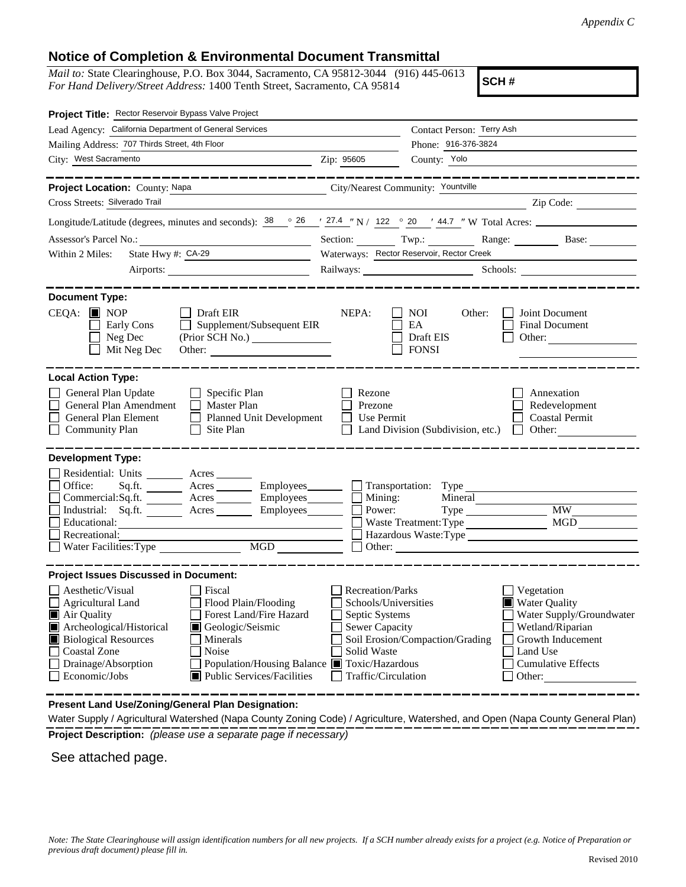*Appendix C*

## Notice of Completion & Environmental Document Transmittal

*Mail to:* State Clearinghouse, P.O. Box 3044, Sacramento, CA 95812-3044 (916) 445-0613
*For Hand Delivery/Street Address:* 1400 Tenth Street, Sacramento, CA 95814

**SCH #**

**Project Title:** Rector Reservoir Bypass Valve Project

Lead Agency: California Department of General Services
Contact Person: Terry Ash
Mailing Address: 707 Thirds Street, 4th Floor
Phone: 916-376-3824
City: West Sacramento Zip: 95605
County: Yolo

---

**Project Location:** County: Napa City/Nearest Community: Yountville
Cross Streets: Silverado Trail Zip Code:

Longitude/Latitude (degrees, minutes and seconds): 38 ° 26 ′ 27.4 ″ N / 122 ° 20 ′ 44.7 ″ W Total Acres:

Assessor's Parcel No.: Section: Twp.: Range: Base:
Within 2 Miles: State Hwy #: CA-29 Waterways: Rector Reservoir, Rector Creek
Airports: Railways: Schools:

---

**Document Type:**

CEQA: ■ NOP ☐ Early Cons ☐ Neg Dec ☐ Mit Neg Dec ☐ Draft EIR ☐ Supplement/Subsequent EIR (Prior SCH No.) Other:

NEPA: ☐ NOI ☐ EA ☐ Draft EIS ☐ FONSI

Other: ☐ Joint Document ☐ Final Document ☐ Other:

---

**Local Action Type:**

☐ General Plan Update ☐ General Plan Amendment ☐ General Plan Element ☐ Community Plan ☐ Specific Plan ☐ Master Plan ☐ Planned Unit Development ☐ Site Plan ☐ Rezone ☐ Prezone ☐ Use Permit ☐ Land Division (Subdivision, etc.) ☐ Annexation ☐ Redevelopment ☐ Coastal Permit ☐ Other:

---

**Development Type:**

☐ Residential: Units Acres
☐ Office: Sq.ft. Acres Employees
☐ Commercial: Sq.ft. Acres Employees
☐ Industrial: Sq.ft. Acres Employees
☐ Educational:
☐ Recreational:
☐ Water Facilities: Type MGD
☐ Transportation: Type
☐ Mining: Mineral
☐ Power: Type MW
☐ Waste Treatment: Type MGD
☐ Hazardous Waste: Type
☐ Other:

---

**Project Issues Discussed in Document:**

☐ Aesthetic/Visual
☐ Agricultural Land
■ Air Quality
■ Archeological/Historical
■ Biological Resources
☐ Coastal Zone
☐ Drainage/Absorption
☐ Economic/Jobs
☐ Fiscal
☐ Flood Plain/Flooding
☐ Forest Land/Fire Hazard
■ Geologic/Seismic
☐ Minerals
☐ Noise
☐ Population/Housing Balance
■ Public Services/Facilities
☐ Recreation/Parks
☐ Schools/Universities
☐ Septic Systems
☐ Sewer Capacity
☐ Soil Erosion/Compaction/Grading
☐ Solid Waste
■ Toxic/Hazardous
☐ Traffic/Circulation
☐ Vegetation
■ Water Quality
☐ Water Supply/Groundwater
☐ Wetland/Riparian
☐ Growth Inducement
☐ Land Use
☐ Cumulative Effects
☐ Other:

---

**Present Land Use/Zoning/General Plan Designation:**

Water Supply / Agricultural Watershed (Napa County Zoning Code) / Agriculture, Watershed, and Open (Napa County General Plan)

**Project Description:** *(please use a separate page if necessary)*

See attached page.

*Note: The State Clearinghouse will assign identification numbers for all new projects. If a SCH number already exists for a project (e.g. Notice of Preparation or previous draft document) please fill in.*

Revised 2010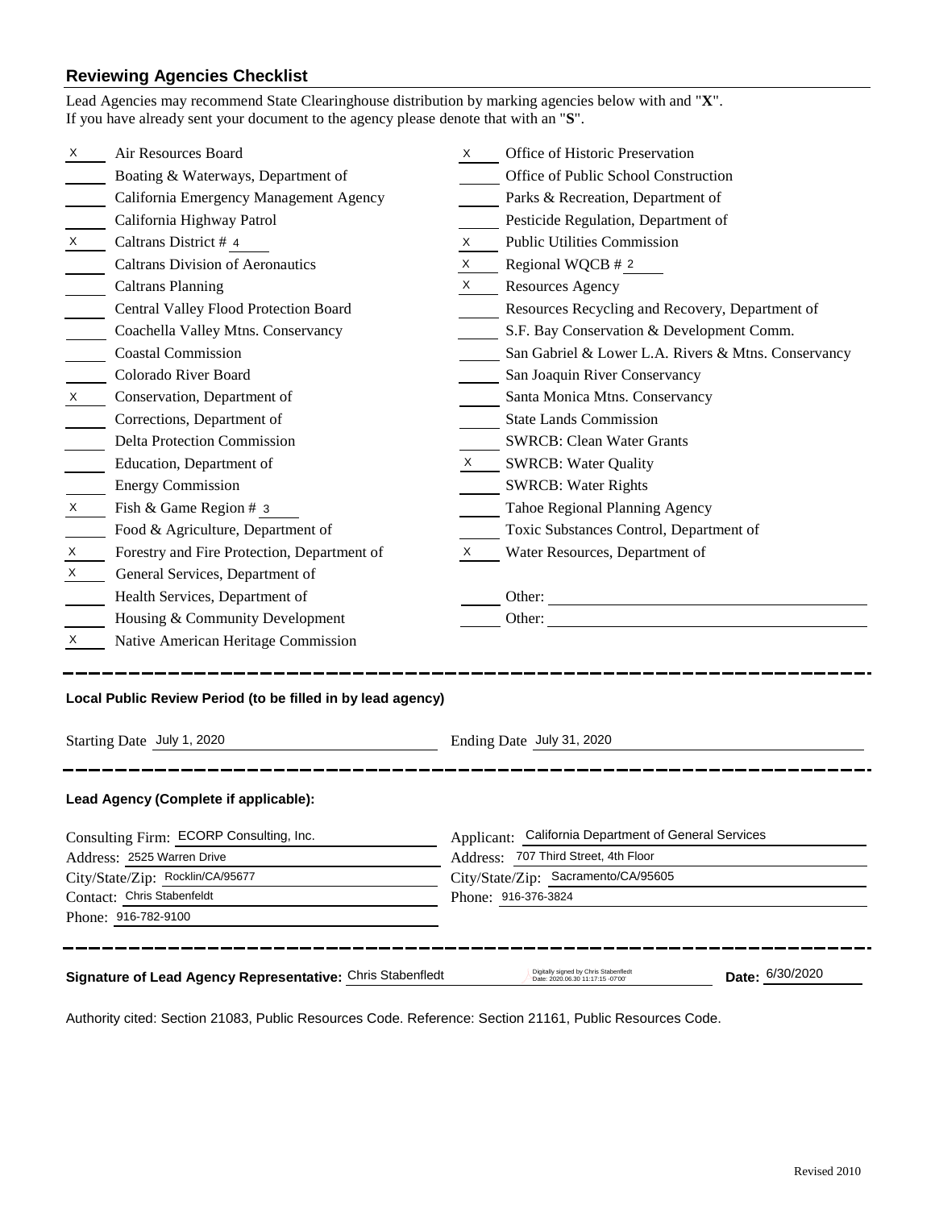## Reviewing Agencies Checklist

Lead Agencies may recommend State Clearinghouse distribution by marking agencies below with and "**X**". If you have already sent your document to the agency please denote that with an "**S**".

| Mark | Agency | Mark | Agency |
|---|---|---|---|
| X | Air Resources Board | X | Office of Historic Preservation |
| | Boating & Waterways, Department of | | Office of Public School Construction |
| | California Emergency Management Agency | | Parks & Recreation, Department of |
| | California Highway Patrol | | Pesticide Regulation, Department of |
| X | Caltrans District # 4 | X | Public Utilities Commission |
| | Caltrans Division of Aeronautics | X | Regional WQCB # 2 |
| | Caltrans Planning | X | Resources Agency |
| | Central Valley Flood Protection Board | | Resources Recycling and Recovery, Department of |
| | Coachella Valley Mtns. Conservancy | | S.F. Bay Conservation & Development Comm. |
| | Coastal Commission | | San Gabriel & Lower L.A. Rivers & Mtns. Conservancy |
| | Colorado River Board | | San Joaquin River Conservancy |
| X | Conservation, Department of | | Santa Monica Mtns. Conservancy |
| | Corrections, Department of | | State Lands Commission |
| | Delta Protection Commission | | SWRCB: Clean Water Grants |
| | Education, Department of | X | SWRCB: Water Quality |
| | Energy Commission | | SWRCB: Water Rights |
| X | Fish & Game Region # 3 | | Tahoe Regional Planning Agency |
| | Food & Agriculture, Department of | | Toxic Substances Control, Department of |
| X | Forestry and Fire Protection, Department of | X | Water Resources, Department of |
| X | General Services, Department of | | |
| | Health Services, Department of | | Other: |
| | Housing & Community Development | | Other: |
| X | Native American Heritage Commission | | |

---

**Local Public Review Period (to be filled in by lead agency)**

Starting Date July 1, 2020 Ending Date July 31, 2020

---

**Lead Agency (Complete if applicable):**

Consulting Firm: ECORP Consulting, Inc.
Address: 2525 Warren Drive
City/State/Zip: Rocklin/CA/95677
Contact: Chris Stabenfeldt
Phone: 916-782-9100

Applicant: California Department of General Services
Address: 707 Third Street, 4th Floor
City/State/Zip: Sacramento/CA/95605
Phone: 916-376-3824

---

**Signature of Lead Agency Representative:** Chris Stabenfledt Digitally signed by Chris Stabenfledt Date: 2020.06.30 11:17:15 -07'00' **Date:** 6/30/2020

Authority cited: Section 21083, Public Resources Code. Reference: Section 21161, Public Resources Code.

Revised 2010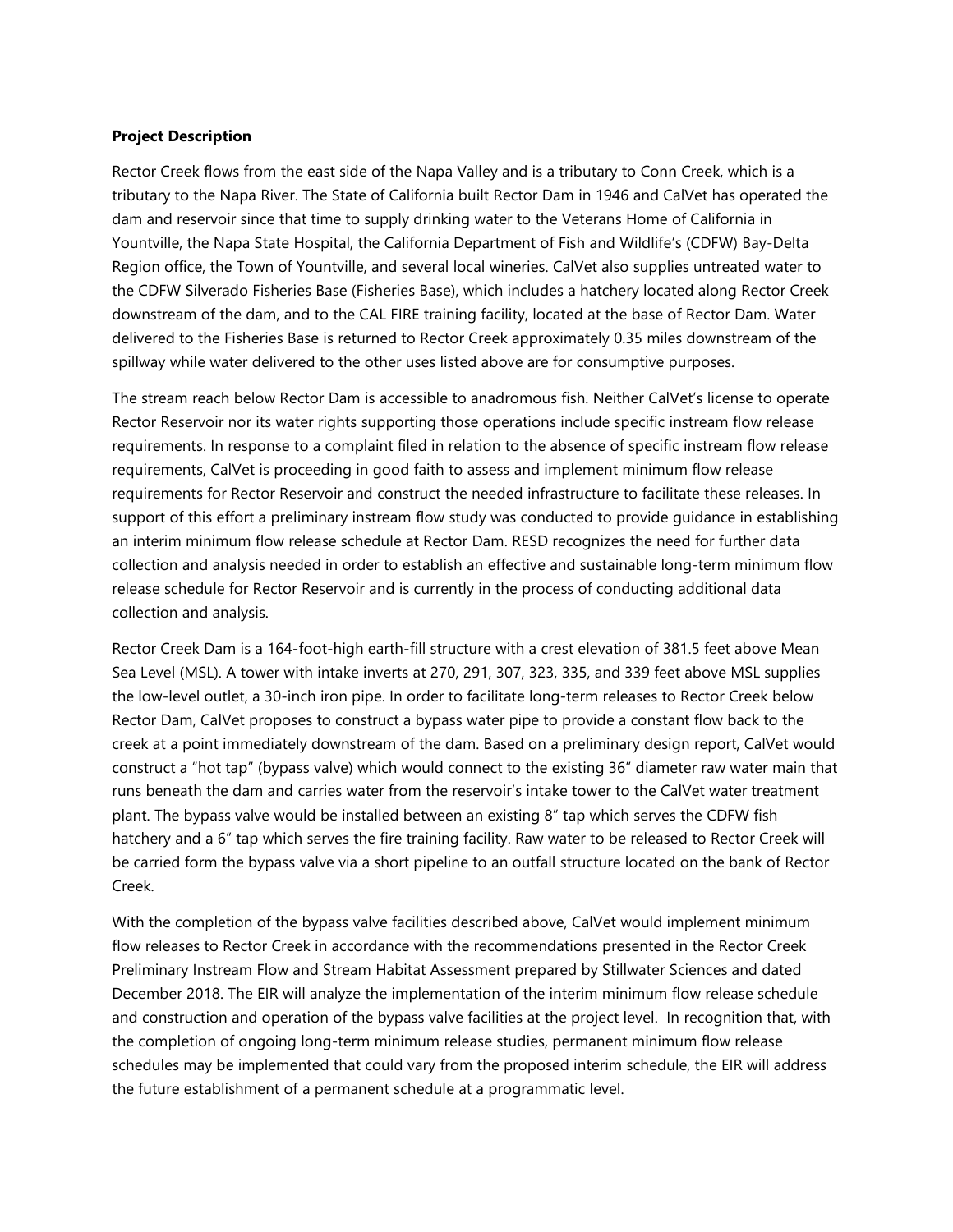**Project Description**

Rector Creek flows from the east side of the Napa Valley and is a tributary to Conn Creek, which is a tributary to the Napa River. The State of California built Rector Dam in 1946 and CalVet has operated the dam and reservoir since that time to supply drinking water to the Veterans Home of California in Yountville, the Napa State Hospital, the California Department of Fish and Wildlife's (CDFW) Bay-Delta Region office, the Town of Yountville, and several local wineries. CalVet also supplies untreated water to the CDFW Silverado Fisheries Base (Fisheries Base), which includes a hatchery located along Rector Creek downstream of the dam, and to the CAL FIRE training facility, located at the base of Rector Dam. Water delivered to the Fisheries Base is returned to Rector Creek approximately 0.35 miles downstream of the spillway while water delivered to the other uses listed above are for consumptive purposes.

The stream reach below Rector Dam is accessible to anadromous fish. Neither CalVet's license to operate Rector Reservoir nor its water rights supporting those operations include specific instream flow release requirements. In response to a complaint filed in relation to the absence of specific instream flow release requirements, CalVet is proceeding in good faith to assess and implement minimum flow release requirements for Rector Reservoir and construct the needed infrastructure to facilitate these releases. In support of this effort a preliminary instream flow study was conducted to provide guidance in establishing an interim minimum flow release schedule at Rector Dam. RESD recognizes the need for further data collection and analysis needed in order to establish an effective and sustainable long-term minimum flow release schedule for Rector Reservoir and is currently in the process of conducting additional data collection and analysis.

Rector Creek Dam is a 164-foot-high earth-fill structure with a crest elevation of 381.5 feet above Mean Sea Level (MSL). A tower with intake inverts at 270, 291, 307, 323, 335, and 339 feet above MSL supplies the low-level outlet, a 30-inch iron pipe. In order to facilitate long-term releases to Rector Creek below Rector Dam, CalVet proposes to construct a bypass water pipe to provide a constant flow back to the creek at a point immediately downstream of the dam. Based on a preliminary design report, CalVet would construct a "hot tap" (bypass valve) which would connect to the existing 36" diameter raw water main that runs beneath the dam and carries water from the reservoir's intake tower to the CalVet water treatment plant. The bypass valve would be installed between an existing 8" tap which serves the CDFW fish hatchery and a 6" tap which serves the fire training facility. Raw water to be released to Rector Creek will be carried form the bypass valve via a short pipeline to an outfall structure located on the bank of Rector Creek.

With the completion of the bypass valve facilities described above, CalVet would implement minimum flow releases to Rector Creek in accordance with the recommendations presented in the Rector Creek Preliminary Instream Flow and Stream Habitat Assessment prepared by Stillwater Sciences and dated December 2018. The EIR will analyze the implementation of the interim minimum flow release schedule and construction and operation of the bypass valve facilities at the project level. In recognition that, with the completion of ongoing long-term minimum release studies, permanent minimum flow release schedules may be implemented that could vary from the proposed interim schedule, the EIR will address the future establishment of a permanent schedule at a programmatic level.